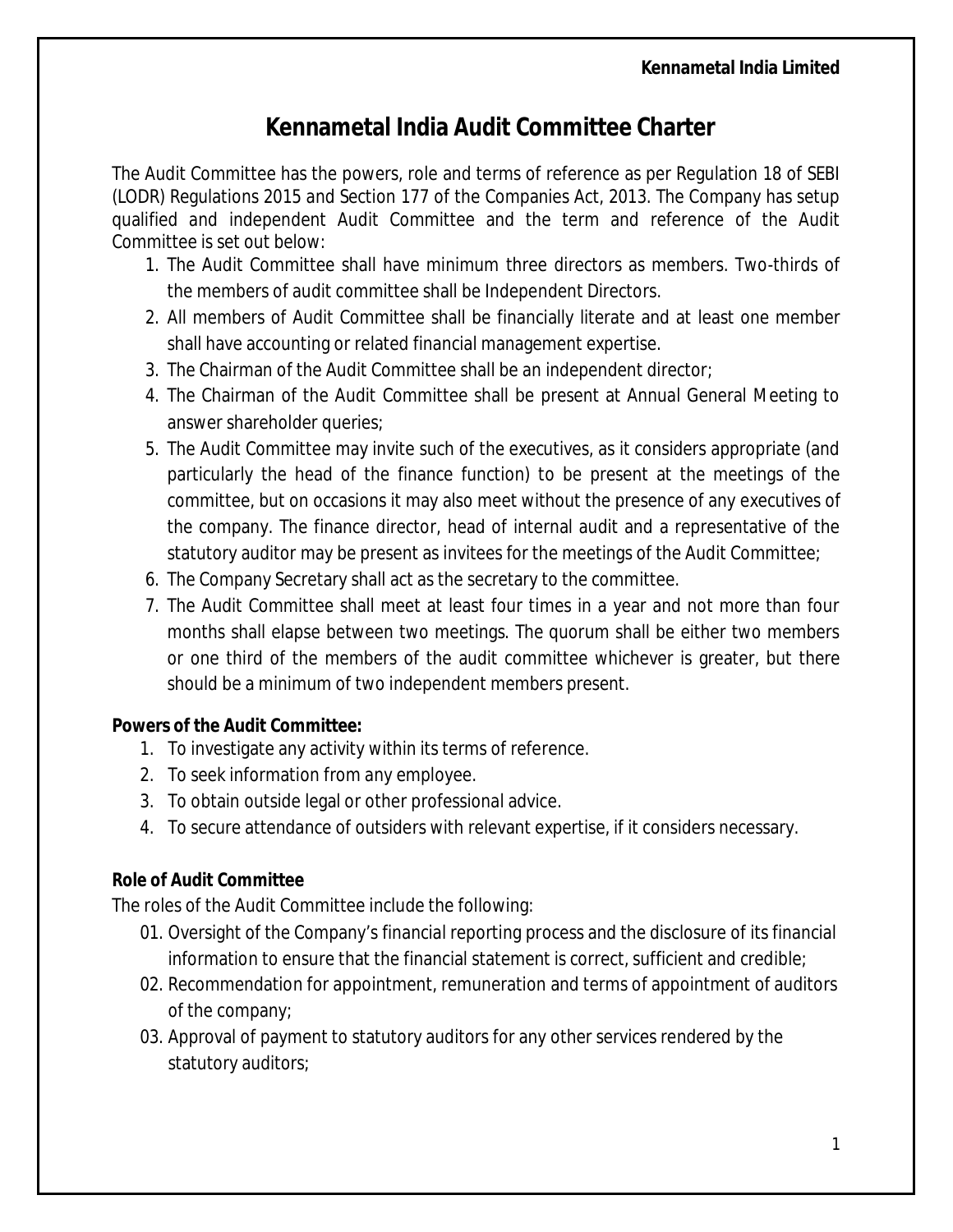# Kennametal India Audit Committee Charter

The Audit Committee has the powers, role and terms of reference as per Regulation 18 of SEBI (LODR) Regulations 2015 and Section 177 of the Companies Act, 2013. The Company has setup qualified and independent Audit Committee and the term and reference of the Audit Committee is set out below:

1. The Audit Committee shall have minimum three directors as members. Two-thirds of the members of audit committee shall be Independent Directors.
2. All members of Audit Committee shall be financially literate and at least one member shall have accounting or related financial management expertise.
3. The Chairman of the Audit Committee shall be an independent director;
4. The Chairman of the Audit Committee shall be present at Annual General Meeting to answer shareholder queries;
5. The Audit Committee may invite such of the executives, as it considers appropriate (and particularly the head of the finance function) to be present at the meetings of the committee, but on occasions it may also meet without the presence of any executives of the company. The finance director, head of internal audit and a representative of the statutory auditor may be present as invitees for the meetings of the Audit Committee;
6. The Company Secretary shall act as the secretary to the committee.
7. The Audit Committee shall meet at least four times in a year and not more than four months shall elapse between two meetings. The quorum shall be either two members or one third of the members of the audit committee whichever is greater, but there should be a minimum of two independent members present.

**Powers of the Audit Committee:**

1. To investigate any activity within its terms of reference.
2. To seek information from any employee.
3. To obtain outside legal or other professional advice.
4. To secure attendance of outsiders with relevant expertise, if it considers necessary.

**Role of Audit Committee**

The roles of the Audit Committee include the following:

01. Oversight of the Company's financial reporting process and the disclosure of its financial information to ensure that the financial statement is correct, sufficient and credible;
02. Recommendation for appointment, remuneration and terms of appointment of auditors of the company;
03. Approval of payment to statutory auditors for any other services rendered by the statutory auditors;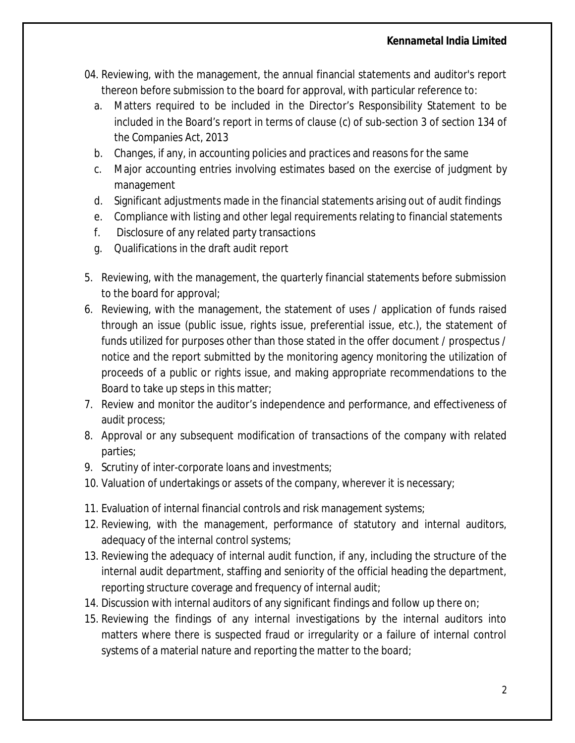04. Reviewing, with the management, the annual financial statements and auditor's report thereon before submission to the board for approval, with particular reference to:

    a. Matters required to be included in the Director's Responsibility Statement to be included in the Board's report in terms of clause (c) of sub-section 3 of section 134 of the Companies Act, 2013
    b. Changes, if any, in accounting policies and practices and reasons for the same
    c. Major accounting entries involving estimates based on the exercise of judgment by management
    d. Significant adjustments made in the financial statements arising out of audit findings
    e. Compliance with listing and other legal requirements relating to financial statements
    f. Disclosure of any related party transactions
    g. Qualifications in the draft audit report

5. Reviewing, with the management, the quarterly financial statements before submission to the board for approval;
6. Reviewing, with the management, the statement of uses / application of funds raised through an issue (public issue, rights issue, preferential issue, etc.), the statement of funds utilized for purposes other than those stated in the offer document / prospectus / notice and the report submitted by the monitoring agency monitoring the utilization of proceeds of a public or rights issue, and making appropriate recommendations to the Board to take up steps in this matter;
7. Review and monitor the auditor's independence and performance, and effectiveness of audit process;
8. Approval or any subsequent modification of transactions of the company with related parties;
9. Scrutiny of inter-corporate loans and investments;
10. Valuation of undertakings or assets of the company, wherever it is necessary;
11. Evaluation of internal financial controls and risk management systems;
12. Reviewing, with the management, performance of statutory and internal auditors, adequacy of the internal control systems;
13. Reviewing the adequacy of internal audit function, if any, including the structure of the internal audit department, staffing and seniority of the official heading the department, reporting structure coverage and frequency of internal audit;
14. Discussion with internal auditors of any significant findings and follow up there on;
15. Reviewing the findings of any internal investigations by the internal auditors into matters where there is suspected fraud or irregularity or a failure of internal control systems of a material nature and reporting the matter to the board;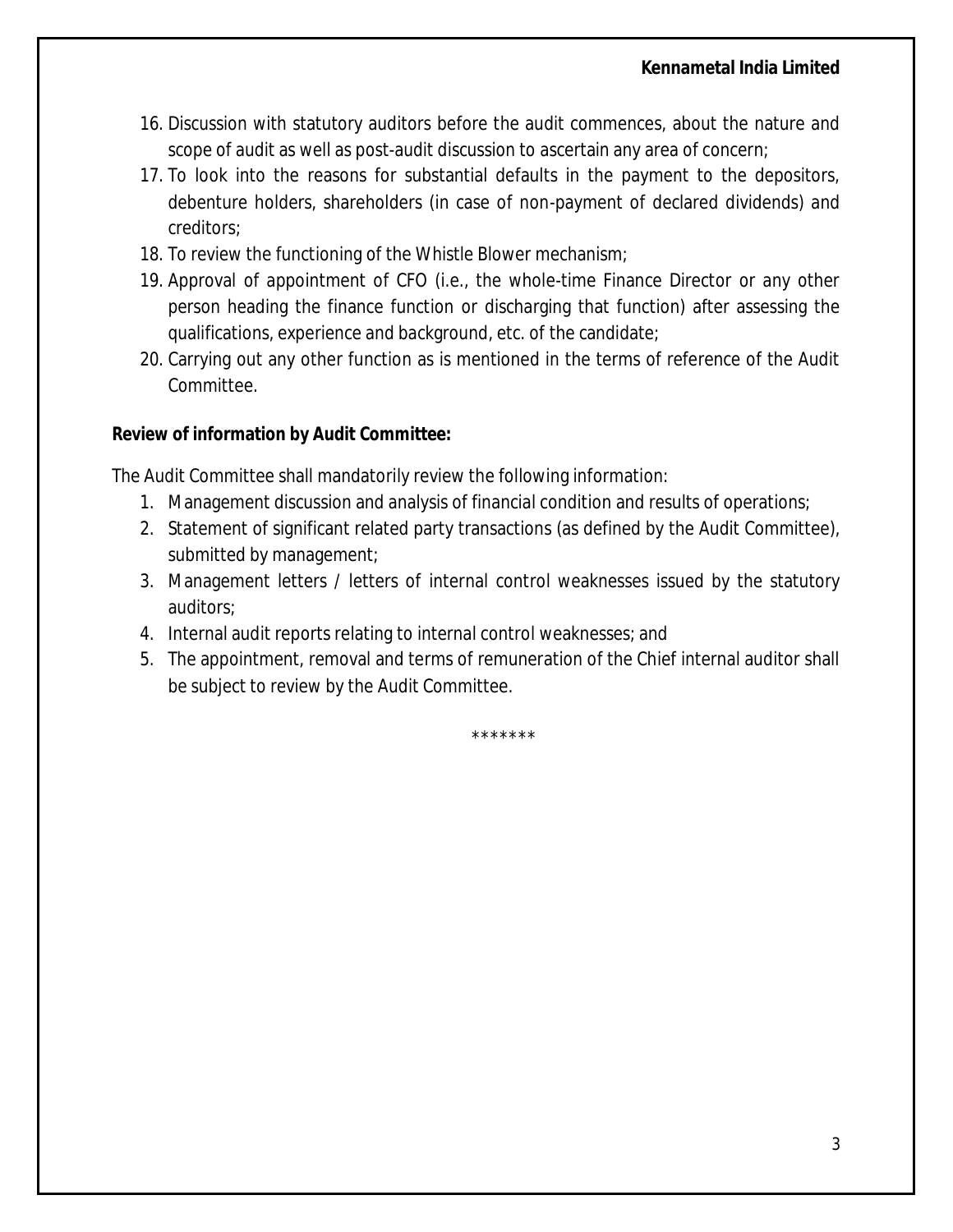16. Discussion with statutory auditors before the audit commences, about the nature and scope of audit as well as post-audit discussion to ascertain any area of concern;
17. To look into the reasons for substantial defaults in the payment to the depositors, debenture holders, shareholders (in case of non-payment of declared dividends) and creditors;
18. To review the functioning of the Whistle Blower mechanism;
19. Approval of appointment of CFO (i.e., the whole-time Finance Director or any other person heading the finance function or discharging that function) after assessing the qualifications, experience and background, etc. of the candidate;
20. Carrying out any other function as is mentioned in the terms of reference of the Audit Committee.

**Review of information by Audit Committee:**

The Audit Committee shall mandatorily review the following information:

1. Management discussion and analysis of financial condition and results of operations;
2. Statement of significant related party transactions (as defined by the Audit Committee), submitted by management;
3. Management letters / letters of internal control weaknesses issued by the statutory auditors;
4. Internal audit reports relating to internal control weaknesses; and
5. The appointment, removal and terms of remuneration of the Chief internal auditor shall be subject to review by the Audit Committee.

*******